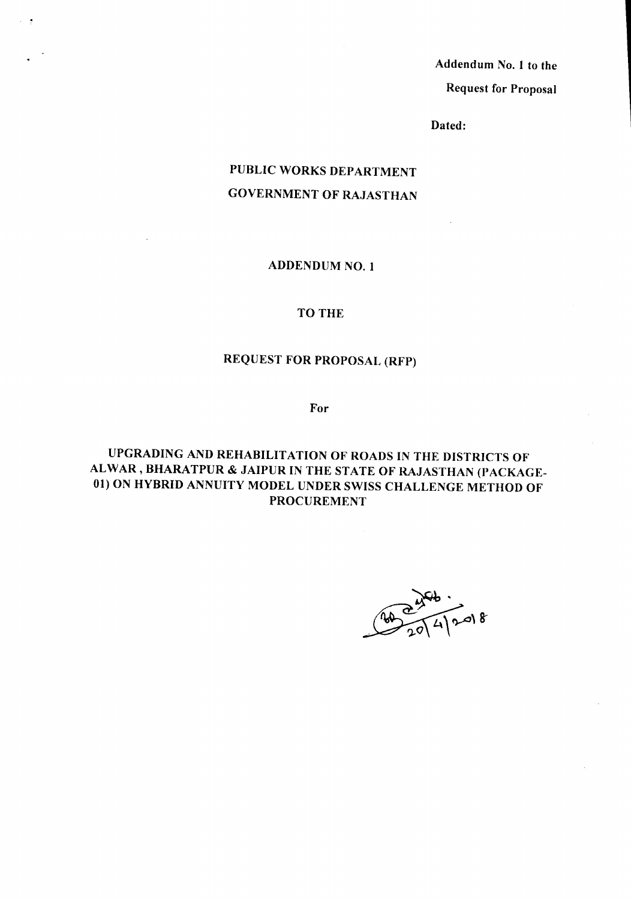Addendum No. 1 to the

Request for Proposal

Dated:

# PUBLIC WORKS DEPARTMENT

# GOVERNMENT OF RAJASTHAN

## ADDENDUM NO. 1

## TO THE

## REQUEST FOR PROPOSAL (RFP)

For

## UPGRADING AND REHABILITATION OF ROADS IN THE DISTRICTS OF ALWAR , BHARATPUR & JAIPUR IN THE STATE OF RAJASTHAN (PACKAGE-01) ON HYBRID ANNUITY MODEL UNDER SWISS CHALLENGE METHOD OF PROCUREMENT

20/4/2018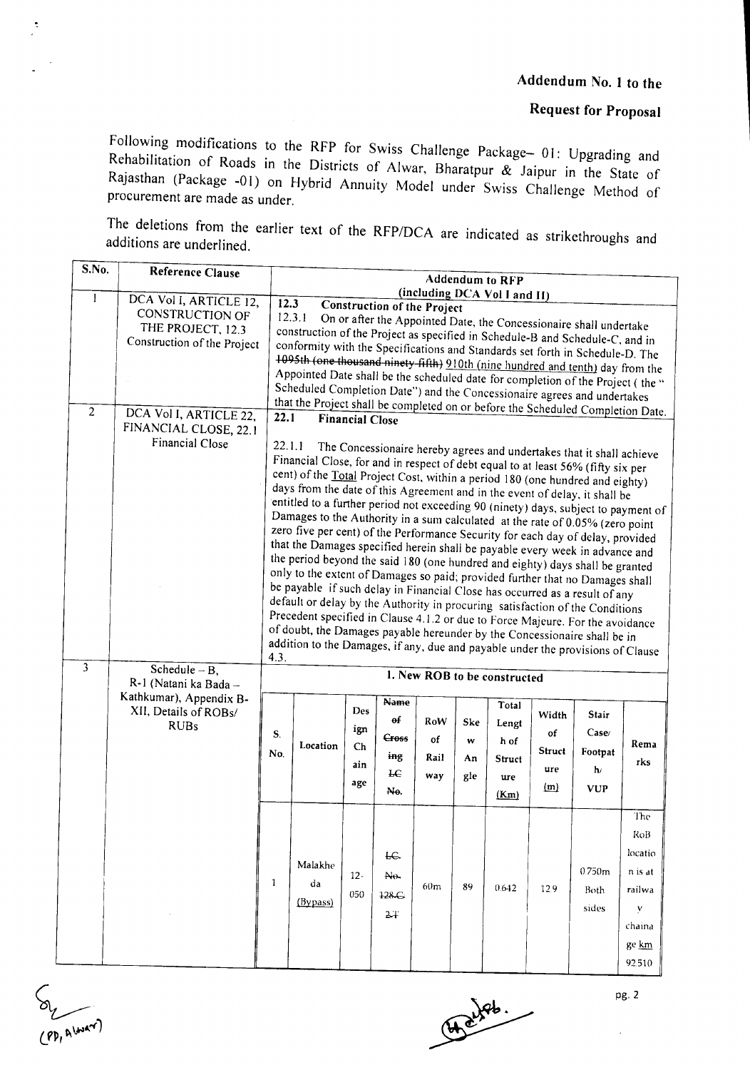# Addendum No. 1 to the

## Request for Proposal

Following modifications to the RFP for Swiss Challenge Package– 01: Upgrading and Rehabilitation of Roads in the Districts of Alwar, Bharatpur & Jaipur in the State of Rajasthan (Package -01) on Hybrid Annuity Model under Swiss Challenge Method of procurement are made as under.

The deletions from the earlier text of the RFP/DCA are indicated as strikethroughs and additions are underlined.

| S.No. | Reference Clause | Addendum to RFP (including DCA Vol I and II) |
|---|---|---|
| 1 | DCA Vol I, ARTICLE 12, CONSTRUCTION OF THE PROJECT, 12.3 Construction of the Project | **12.3 Construction of the Project**<br>12.3.1 On or after the Appointed Date, the Concessionaire shall undertake construction of the Project as specified in Schedule-B and Schedule-C, and in conformity with the Specifications and Standards set forth in Schedule-D. The ~~1095th (one thousand ninety-fifth)~~ <u>910th (nine hundred and tenth)</u> day from the Appointed Date shall be the scheduled date for completion of the Project ( the " Scheduled Completion Date") and the Concessionaire agrees and undertakes that the Project shall be completed on or before the Scheduled Completion Date. |
| 2 | DCA Vol I, ARTICLE 22, FINANCIAL CLOSE, 22.1 Financial Close | **22.1 Financial Close**<br>22.1.1 The Concessionaire hereby agrees and undertakes that it shall achieve Financial Close, for and in respect of debt equal to at least 56% (fifty six per cent) of the <u>Total</u> Project Cost, within a period 180 (one hundred and eighty) days from the date of this Agreement and in the event of delay, it shall be entitled to a further period not exceeding 90 (ninety) days, subject to payment of Damages to the Authority in a sum calculated at the rate of 0.05% (zero point zero five per cent) of the Performance Security for each day of delay, provided that the Damages specified herein shall be payable every week in advance and the period beyond the said 180 (one hundred and eighty) days shall be granted only to the extent of Damages so paid; provided further that no Damages shall be payable if such delay in Financial Close has occurred as a result of any default or delay by the Authority in procuring satisfaction of the Conditions Precedent specified in Clause 4.1.2 or due to Force Majeure. For the avoidance of doubt, the Damages payable hereunder by the Concessionaire shall be in addition to the Damages, if any, due and payable under the provisions of Clause 4.3. |
| 3 | Schedule – B, R-1 (Natani ka Bada – Kathkumar), Appendix B-XII, Details of ROBs/ RUBs | **1. New ROB to be constructed** (see table below) |

| S. No. | Location | Design Chainage | ~~Name of Crossing LC No.~~ | RoW of Railway | Skew Angle | Total Length of Structure <u>(Km)</u> | Width of Structure <u>(m)</u> | Stair Case/ Footpath/ VUP | Remarks |
|---|---|---|---|---|---|---|---|---|---|
| 1 | Malakheda <u>(Bypass)</u> | 12-050 | ~~LC No. 128 C 2T~~ | 60m | 89 | 0.642 | 12.9 | 0.750m Both sides | The RoB location is at railway chainage <u>km</u> 92.510 |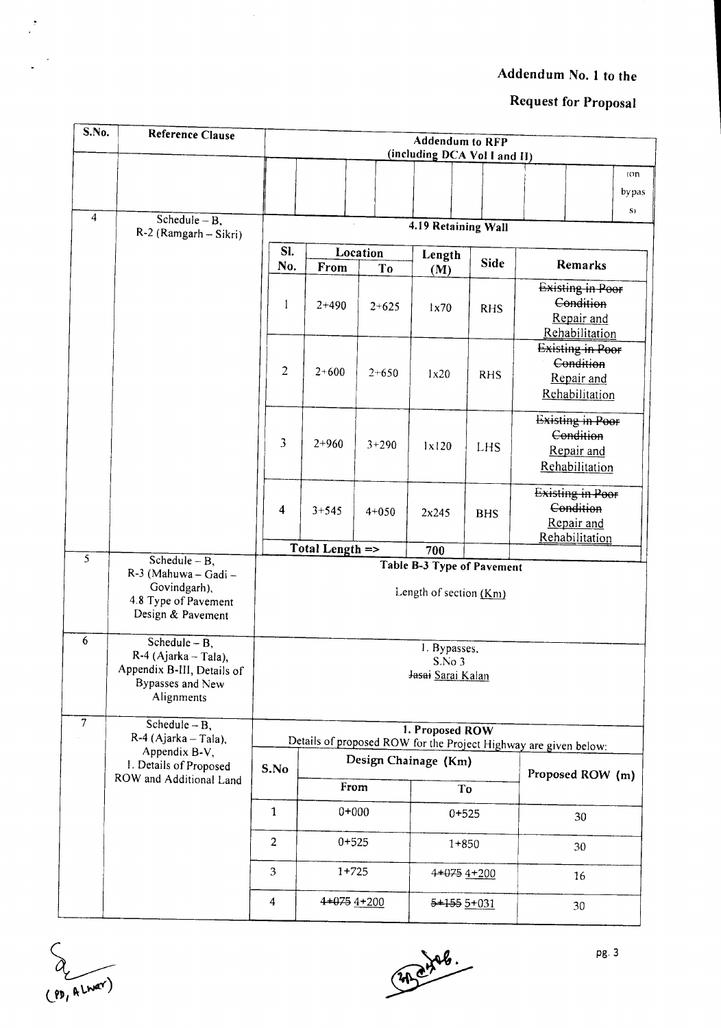# Addendum No. 1 to the

# Request for Proposal

| S.No. | Reference Clause | Addendum to RFP (including DCA Vol I and II) |
|---|---|---|
| | | (on bypass) |
| 4 | Schedule – B, R-2 (Ramgarh – Sikri) | **4.19 Retaining Wall** |
| 5 | Schedule – B, R-3 (Mahuwa – Gadi – Govindgarh), 4.8 Type of Pavement Design & Pavement | **Table B-3 Type of Pavement**<br><br>Length of section (Km) |
| 6 | Schedule – B, R-4 (Ajarka – Tala), Appendix B-III, Details of Bypasses and New Alignments | 1. Bypasses,<br>S.No 3<br>~~Jasai~~ Sarai Kalan |
| 7 | Schedule – B, R-4 (Ajarka – Tala), Appendix B-V, 1. Details of Proposed ROW and Additional Land | **1. Proposed ROW**<br>Details of proposed ROW for the Project Highway are given below: |

**4.19 Retaining Wall** (S.No. 4, Schedule – B, R-2 (Ramgarh – Sikri))

| Sl. No. | Location | | Length (M) | Side | Remarks |
|---|---|---|---|---|---|
| | From | To | | | |
| 1 | 2+490 | 2+625 | 1x70 | RHS | ~~Existing in Poor Condition~~ Repair and Rehabilitation |
| 2 | 2+600 | 2+650 | 1x20 | RHS | ~~Existing in Poor Condition~~ Repair and Rehabilitation |
| 3 | 2+960 | 3+290 | 1x120 | LHS | ~~Existing in Poor Condition~~ Repair and Rehabilitation |
| 4 | 3+545 | 4+050 | 2x245 | BHS | ~~Existing in Poor Condition~~ Repair and Rehabilitation |
| | Total Length => | | 700 | | |

**1. Proposed ROW** (S.No. 7, Schedule – B, R-4 (Ajarka – Tala), Appendix B-V)

| S.No | Design Chainage (Km) | | Proposed ROW (m) |
|---|---|---|---|
| | From | To | |
| 1 | 0+000 | 0+525 | 30 |
| 2 | 0+525 | 1+850 | 30 |
| 3 | 1+725 | ~~4+075~~ 4+200 | 16 |
| 4 | ~~4+075~~ 4+200 | ~~5+155~~ 5+031 | 30 |

(PD, ALWAR)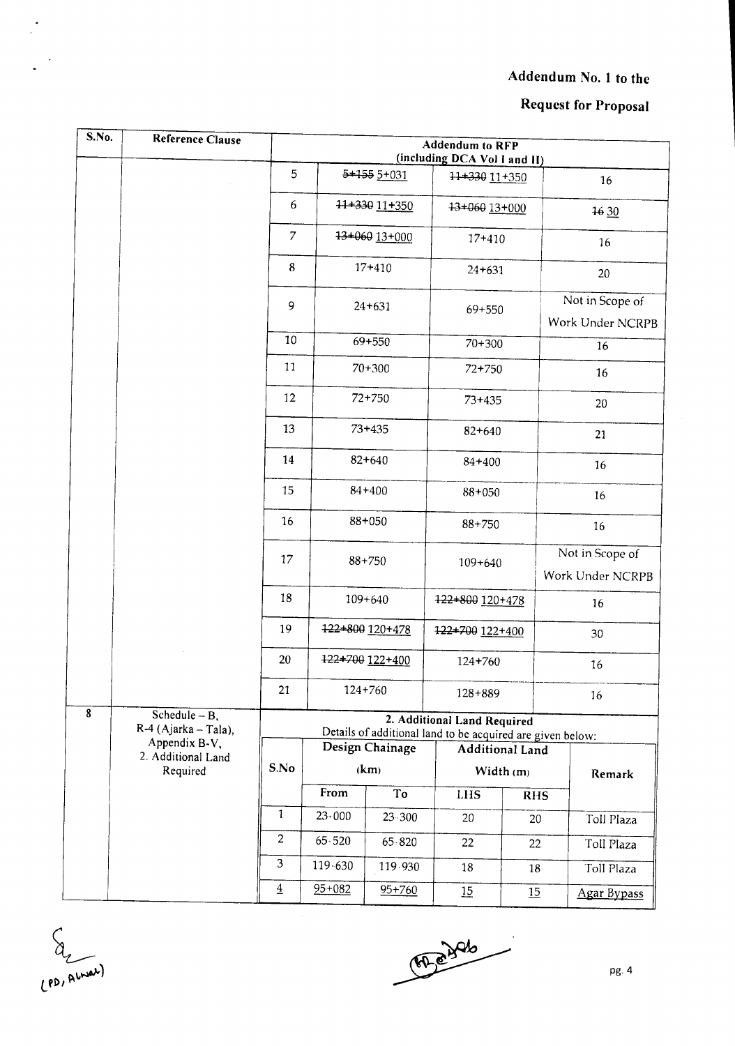# Addendum No. 1 to the Request for Proposal

| S.No. | Reference Clause | Addendum to RFP (including DCA Vol I and II) | | | |
|---|---|---|---|---|---|
| | | 5 | ~~5+155~~ 5+031 | ~~11+330~~ 11+350 | 16 |
| | | 6 | ~~11+330~~ 11+350 | ~~13+060~~ 13+000 | ~~16~~ 30 |
| | | 7 | ~~13+060~~ 13+000 | 17+410 | 16 |
| | | 8 | 17+410 | 24+631 | 20 |
| | | 9 | 24+631 | 69+550 | Not in Scope of Work Under NCRPB |
| | | 10 | 69+550 | 70+300 | 16 |
| | | 11 | 70+300 | 72+750 | 16 |
| | | 12 | 72+750 | 73+435 | 20 |
| | | 13 | 73+435 | 82+640 | 21 |
| | | 14 | 82+640 | 84+400 | 16 |
| | | 15 | 84+400 | 88+050 | 16 |
| | | 16 | 88+050 | 88+750 | 16 |
| | | 17 | 88+750 | 109+640 | Not in Scope of Work Under NCRPB |
| | | 18 | 109+640 | ~~122+800~~ 120+478 | 16 |
| | | 19 | ~~122+800~~ 120+478 | ~~122+700~~ 122+400 | 30 |
| | | 20 | ~~122+700~~ 122+400 | 124+760 | 16 |
| | | 21 | 124+760 | 128+889 | 16 |

| S.No. | Reference Clause | Addendum to RFP (including DCA Vol I and II) | | | | | |
|---|---|---|---|---|---|---|---|
| 8 | Schedule – B, R-4 (Ajarka – Tala), Appendix B-V, 2. Additional Land Required | **2. Additional Land Required** Details of additional land to be acquired are given below: | | | | | |
| | | S.No | Design Chainage (km) | | Additional Land Width (m) | | Remark |
| | | | From | To | LHS | RHS | |
| | | 1 | 23.000 | 23.300 | 20 | 20 | Toll Plaza |
| | | 2 | 65.520 | 65.820 | 22 | 22 | Toll Plaza |
| | | 3 | 119.630 | 119.930 | 18 | 18 | Toll Plaza |
| | | <u>4</u> | <u>95+082</u> | <u>95+760</u> | <u>15</u> | <u>15</u> | <u>Agar Bypass</u> |

(PD, Alwar)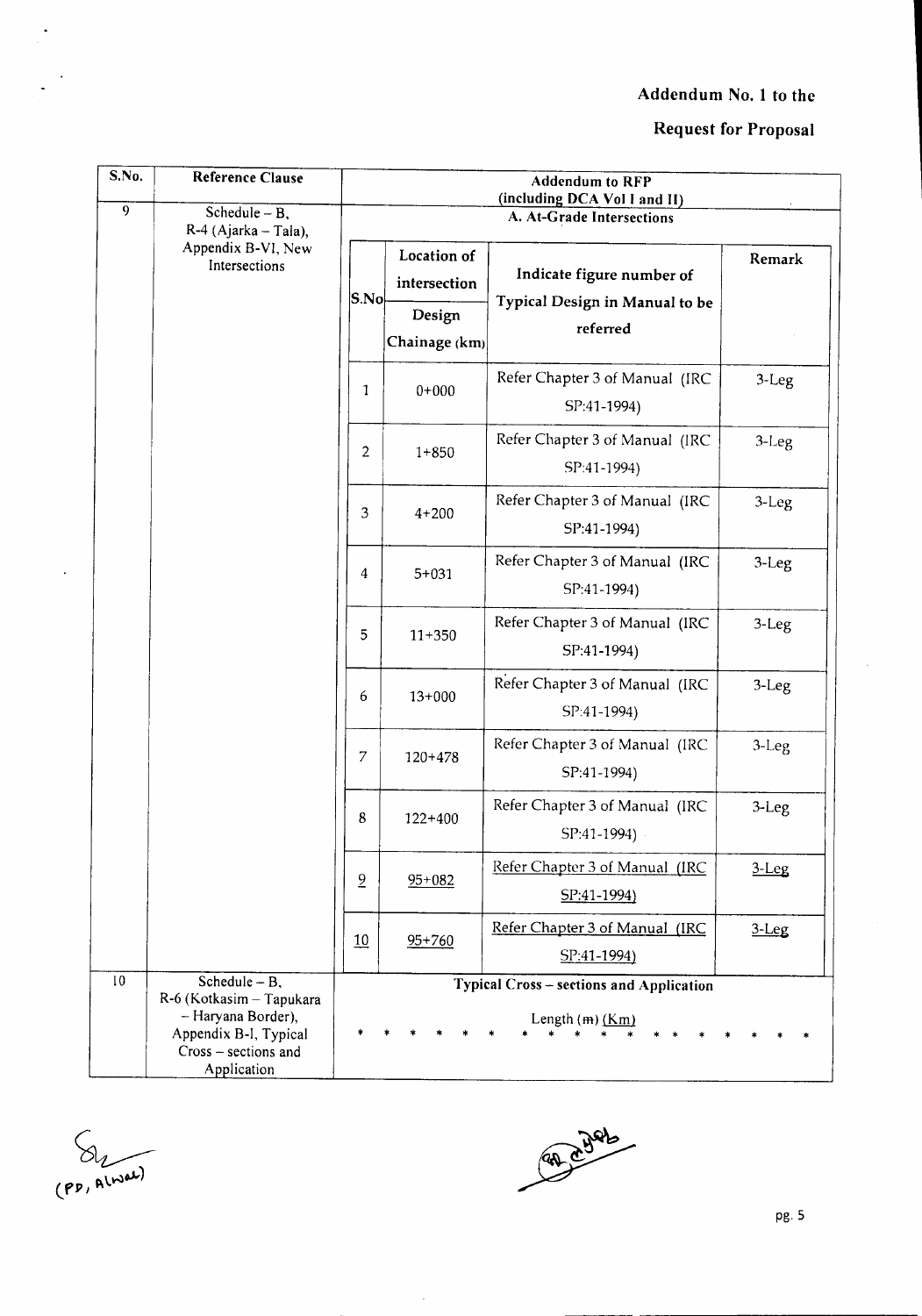## Addendum No. 1 to the Request for Proposal

| S.No. | Reference Clause | Addendum to RFP (including DCA Vol I and II) | | | |
|---|---|---|---|---|---|
| 9 | Schedule – B, R-4 (Ajarka – Tala), Appendix B-VI, New Intersections | **A. At-Grade Intersections** | | | |
| | | **S.No** | **Location of intersection** / **Design Chainage (km)** | **Indicate figure number of Typical Design in Manual to be referred** | **Remark** |
| | | 1 | 0+000 | Refer Chapter 3 of Manual (IRC SP:41-1994) | 3-Leg |
| | | 2 | 1+850 | Refer Chapter 3 of Manual (IRC SP:41-1994) | 3-Leg |
| | | 3 | 4+200 | Refer Chapter 3 of Manual (IRC SP:41-1994) | 3-Leg |
| | | 4 | 5+031 | Refer Chapter 3 of Manual (IRC SP:41-1994) | 3-Leg |
| | | 5 | 11+350 | Refer Chapter 3 of Manual (IRC SP:41-1994) | 3-Leg |
| | | 6 | 13+000 | Refer Chapter 3 of Manual (IRC SP:41-1994) | 3-Leg |
| | | 7 | 120+478 | Refer Chapter 3 of Manual (IRC SP:41-1994) | 3-Leg |
| | | 8 | 122+400 | Refer Chapter 3 of Manual (IRC SP:41-1994) | 3-Leg |
| | | 9 | 95+082 | Refer Chapter 3 of Manual (IRC SP:41-1994) | 3-Leg |
| | | 10 | 95+760 | Refer Chapter 3 of Manual (IRC SP:41-1994) | 3-Leg |
| 10 | Schedule – B, R-6 (Kotkasim – Tapukara – Haryana Border), Appendix B-I, Typical Cross – sections and Application | **Typical Cross – sections and Application** | | | |
| | | Length ~~(m)~~ (Km) | | | |
| | | * * * * * * * * * * * * * * * * * | | | |

(PD, Alwar)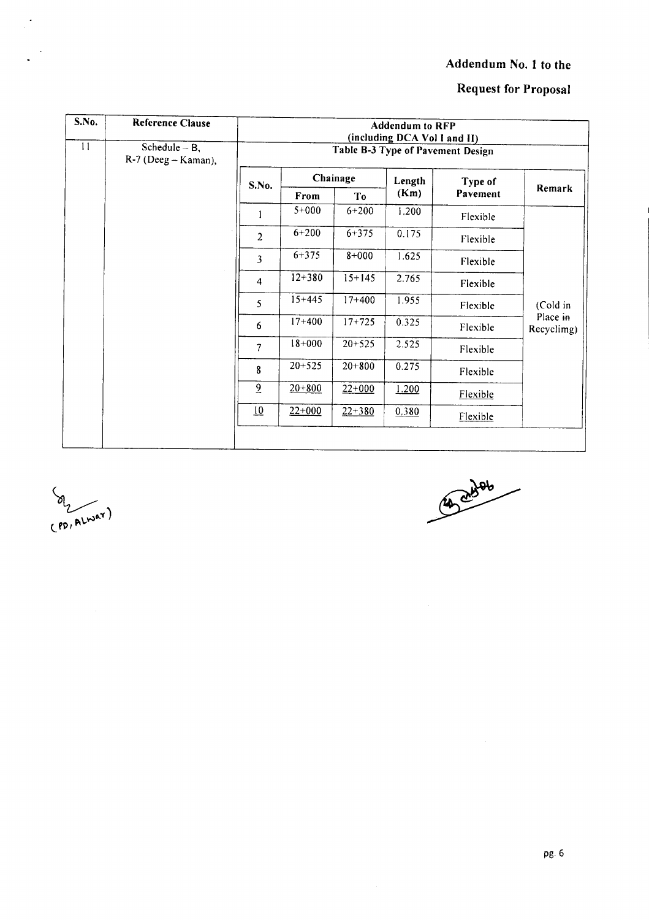**Addendum No. 1 to the**

**Request for Proposal**

| S.No. | Reference Clause | Addendum to RFP (including DCA Vol I and II) |
|---|---|---|
| 11 | Schedule – B, R-7 (Deeg – Kaman), | **Table B-3 Type of Pavement Design** |

| S.No. | Chainage | | Length (Km) | Type of Pavement | Remark |
|---|---|---|---|---|---|
| | From | To | | | |
| 1 | 5+000 | 6+200 | 1.200 | Flexible | (Cold in Place ~~in~~ Recyclimg) |
| 2 | 6+200 | 6+375 | 0.175 | Flexible | |
| 3 | 6+375 | 8+000 | 1.625 | Flexible | |
| 4 | 12+380 | 15+145 | 2.765 | Flexible | |
| 5 | 15+445 | 17+400 | 1.955 | Flexible | |
| 6 | 17+400 | 17+725 | 0.325 | Flexible | |
| 7 | 18+000 | 20+525 | 2.525 | Flexible | |
| 8 | 20+525 | 20+800 | 0.275 | Flexible | |
| 9 | 20+800 | 22+000 | 1.200 | Flexible | |
| 10 | 22+000 | 22+380 | 0.380 | Flexible | |

(PD, ALWAR)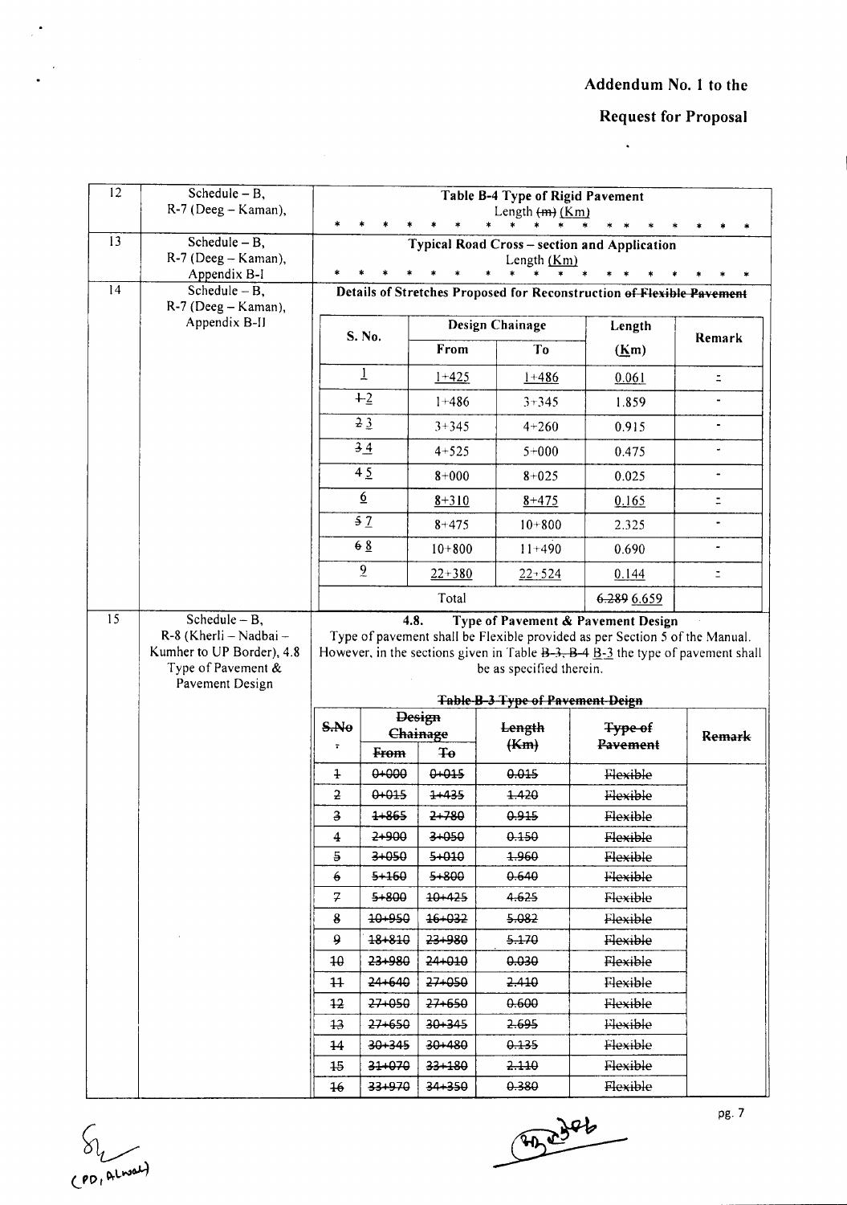# Addendum No. 1 to the

# Request for Proposal

| | | |
|---|---|---|
| 12 | Schedule – B, R-7 (Deeg – Kaman), | **Table B-4 Type of Rigid Pavement** Length ~~(m)~~ (Km) * * * * * * * * * * * * * * * * * * * |
| 13 | Schedule – B, R-7 (Deeg – Kaman), Appendix B-I | **Typical Road Cross – section and Application** Length (Km) * * * * * * * * * * * * * * * * * * * |
| 14 | Schedule – B, R-7 (Deeg – Kaman), Appendix B-II | **Details of Stretches Proposed for Reconstruction ~~of Flexible Pavement~~** |
| 15 | Schedule – B, R-8 (Kherli – Nadbai – Kumher to UP Border), 4.8 Type of Pavement & Pavement Design | **4.8. Type of Pavement & Pavement Design** Type of pavement shall be Flexible provided as per Section 5 of the Manual. However, in the sections given in Table ~~B-3, B-4~~ B-3 the type of pavement shall be as specified therein. |

**Details of Stretches Proposed for Reconstruction ~~of Flexible Pavement~~**

| S. No. | Design Chainage | | Length (Km) | Remark |
|---|---|---|---|---|
| | From | To | | |
| 1 | 1+425 | 1+486 | 0.061 | - |
| ~~1~~ 2 | 1+486 | 3+345 | 1.859 | - |
| ~~2~~ 3 | 3+345 | 4+260 | 0.915 | - |
| ~~3~~ 4 | 4+525 | 5+000 | 0.475 | - |
| ~~4~~ 5 | 8+000 | 8+025 | 0.025 | - |
| 6 | 8+310 | 8+475 | 0.165 | - |
| ~~5~~ 7 | 8+475 | 10+800 | 2.325 | - |
| ~~6~~ 8 | 10+800 | 11+490 | 0.690 | - |
| 9 | 22+380 | 22+524 | 0.144 | - |
| | Total | | ~~6.289~~ 6.659 | |

**~~Table B-3 Type of Pavement Deign~~**

| ~~S.No~~ | ~~Design Chainage~~ | | ~~Length (Km)~~ | ~~Type of Pavement~~ | ~~Remark~~ |
|---|---|---|---|---|---|
| | ~~From~~ | ~~To~~ | | | |
| ~~1~~ | ~~0+000~~ | ~~0+015~~ | ~~0.015~~ | ~~Flexible~~ | |
| ~~2~~ | ~~0+015~~ | ~~1+435~~ | ~~1.420~~ | ~~Flexible~~ | |
| ~~3~~ | ~~1+865~~ | ~~2+780~~ | ~~0.915~~ | ~~Flexible~~ | |
| ~~4~~ | ~~2+900~~ | ~~3+050~~ | ~~0.150~~ | ~~Flexible~~ | |
| ~~5~~ | ~~3+050~~ | ~~5+010~~ | ~~1.960~~ | ~~Flexible~~ | |
| ~~6~~ | ~~5+160~~ | ~~5+800~~ | ~~0.640~~ | ~~Flexible~~ | |
| ~~7~~ | ~~5+800~~ | ~~10+425~~ | ~~4.625~~ | ~~Flexible~~ | |
| ~~8~~ | ~~10+950~~ | ~~16+032~~ | ~~5.082~~ | ~~Flexible~~ | |
| ~~9~~ | ~~18+810~~ | ~~23+980~~ | ~~5.170~~ | ~~Flexible~~ | |
| ~~10~~ | ~~23+980~~ | ~~24+010~~ | ~~0.030~~ | ~~Flexible~~ | |
| ~~11~~ | ~~24+640~~ | ~~27+050~~ | ~~2.410~~ | ~~Flexible~~ | |
| ~~12~~ | ~~27+050~~ | ~~27+650~~ | ~~0.600~~ | ~~Flexible~~ | |
| ~~13~~ | ~~27+650~~ | ~~30+345~~ | ~~2.695~~ | ~~Flexible~~ | |
| ~~14~~ | ~~30+345~~ | ~~30+480~~ | ~~0.135~~ | ~~Flexible~~ | |
| ~~15~~ | ~~31+070~~ | ~~33+180~~ | ~~2.110~~ | ~~Flexible~~ | |
| ~~16~~ | ~~33+970~~ | ~~34+350~~ | ~~0.380~~ | ~~Flexible~~ | |

(PD, Alwar)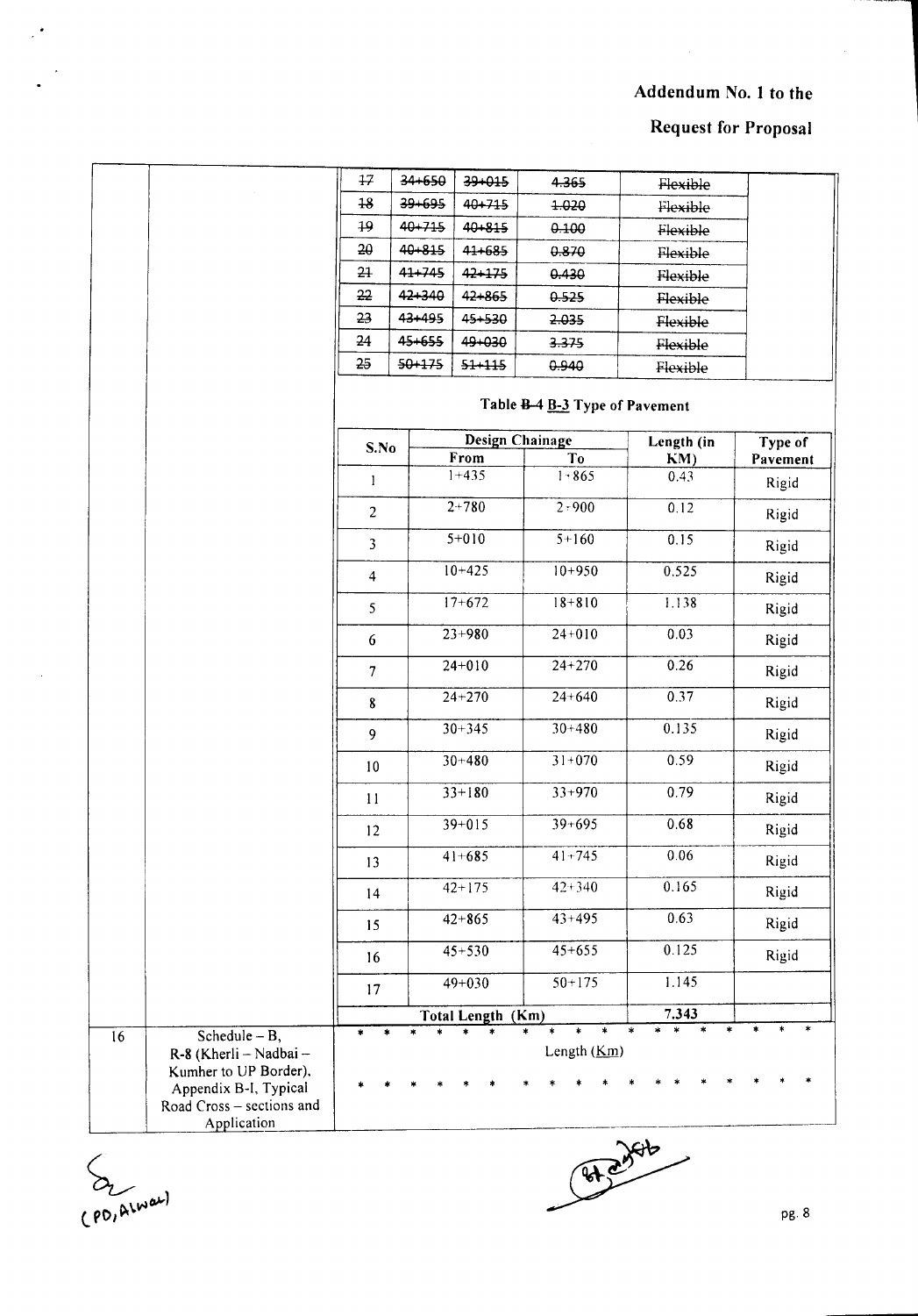## Addendum No. 1 to the Request for Proposal

| | | | | | | |
|---|---|---|---|---|---|---|
| | | ~~17~~ | ~~34+650~~ | ~~39+015~~ | ~~4.365~~ | ~~Flexible~~ |
| | | ~~18~~ | ~~39+695~~ | ~~40+715~~ | ~~1.020~~ | ~~Flexible~~ |
| | | ~~19~~ | ~~40+715~~ | ~~40+815~~ | ~~0.100~~ | ~~Flexible~~ |
| | | ~~20~~ | ~~40+815~~ | ~~41+685~~ | ~~0.870~~ | ~~Flexible~~ |
| | | ~~21~~ | ~~41+745~~ | ~~42+175~~ | ~~0.430~~ | ~~Flexible~~ |
| | | ~~22~~ | ~~42+340~~ | ~~42+865~~ | ~~0.525~~ | ~~Flexible~~ |
| | | ~~23~~ | ~~43+495~~ | ~~45+530~~ | ~~2.035~~ | ~~Flexible~~ |
| | | ~~24~~ | ~~45+655~~ | ~~49+030~~ | ~~3.375~~ | ~~Flexible~~ |
| | | ~~25~~ | ~~50+175~~ | ~~51+115~~ | ~~0.940~~ | ~~Flexible~~ |

**Table ~~B-4~~ B-3 Type of Pavement**

| S.No | Design Chainage | | Length (in KM) | Type of Pavement |
|---|---|---|---|---|
| | From | To | | |
| 1 | 1+435 | 1+865 | 0.43 | Rigid |
| 2 | 2+780 | 2+900 | 0.12 | Rigid |
| 3 | 5+010 | 5+160 | 0.15 | Rigid |
| 4 | 10+425 | 10+950 | 0.525 | Rigid |
| 5 | 17+672 | 18+810 | 1.138 | Rigid |
| 6 | 23+980 | 24+010 | 0.03 | Rigid |
| 7 | 24+010 | 24+270 | 0.26 | Rigid |
| 8 | 24+270 | 24+640 | 0.37 | Rigid |
| 9 | 30+345 | 30+480 | 0.135 | Rigid |
| 10 | 30+480 | 31+070 | 0.59 | Rigid |
| 11 | 33+180 | 33+970 | 0.79 | Rigid |
| 12 | 39+015 | 39+695 | 0.68 | Rigid |
| 13 | 41+685 | 41+745 | 0.06 | Rigid |
| 14 | 42+175 | 42+340 | 0.165 | Rigid |
| 15 | 42+865 | 43+495 | 0.63 | Rigid |
| 16 | 45+530 | 45+655 | 0.125 | Rigid |
| 17 | 49+030 | 50+175 | 1.145 | |
| | Total Length (Km) | | 7.343 | |

| | | |
|---|---|---|
| 16 | Schedule – B, R-8 (Kherli – Nadbai – Kumher to UP Border), Appendix B-I, Typical Road Cross – sections and Application | * * * * * * * * * * * * * * * * * * <br> Length (Km) <br> * * * * * * * * * * * * * * * * * * |

(PD, Alwar)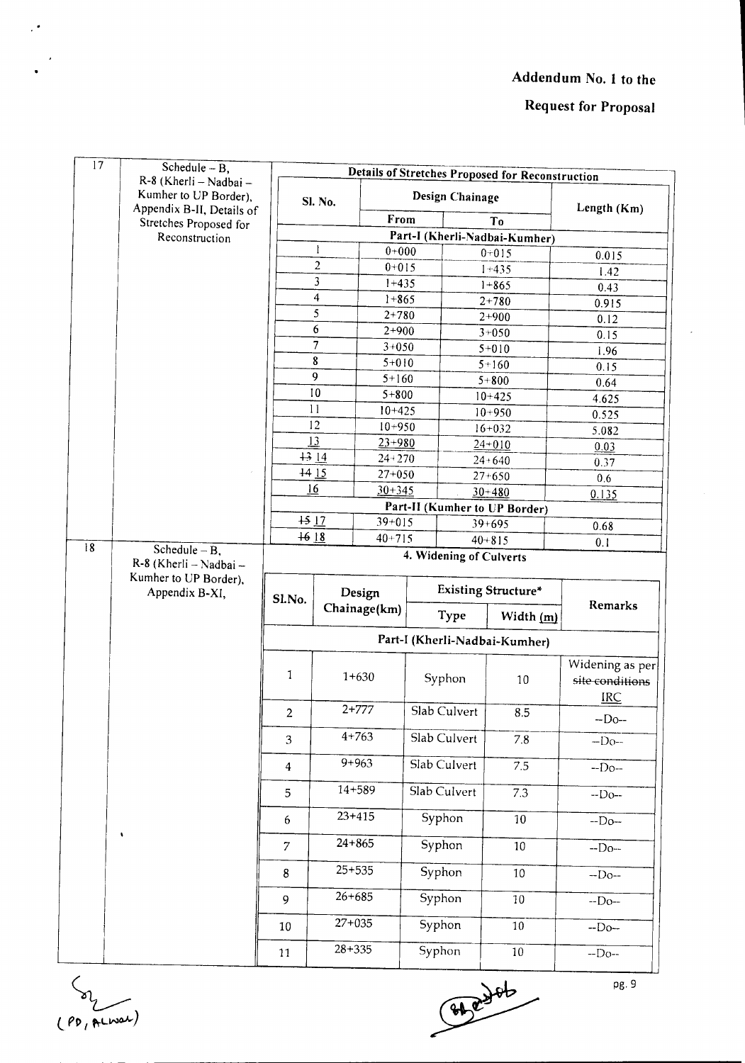Addendum No. 1 to the

Request for Proposal

| 17 | Schedule – B, R-8 (Kherli – Nadbai – Kumher to UP Border), Appendix B-II, Details of Stretches Proposed for Reconstruction | Details of Stretches Proposed for Reconstruction | | | |
|---|---|---|---|---|---|
| | | Sl. No. | Design Chainage | | Length (Km) |
| | | | From | To | |
| | | Part-I (Kherli-Nadbai-Kumher) | | | |
| | | 1 | 0+000 | 0+015 | 0.015 |
| | | 2 | 0+015 | 1+435 | 1.42 |
| | | 3 | 1+435 | 1+865 | 0.43 |
| | | 4 | 1+865 | 2+780 | 0.915 |
| | | 5 | 2+780 | 2+900 | 0.12 |
| | | 6 | 2+900 | 3+050 | 0.15 |
| | | 7 | 3+050 | 5+010 | 1.96 |
| | | 8 | 5+010 | 5+160 | 0.15 |
| | | 9 | 5+160 | 5+800 | 0.64 |
| | | 10 | 5+800 | 10+425 | 4.625 |
| | | 11 | 10+425 | 10+950 | 0.525 |
| | | 12 | 10+950 | 16+032 | 5.082 |
| | | 13 | 23+980 | 24+010 | 0.03 |
| | | ~~13~~ 14 | 24+270 | 24+640 | 0.37 |
| | | ~~14~~ 15 | 27+050 | 27+650 | 0.6 |
| | | 16 | 30+345 | 30+480 | 0.135 |
| | | Part-II (Kumher to UP Border) | | | |
| | | ~~15~~ 17 | 39+015 | 39+695 | 0.68 |
| | | ~~16~~ 18 | 40+715 | 40+815 | 0.1 |

| 18 | Schedule – B, R-8 (Kherli – Nadbai – Kumher to UP Border), Appendix B-XI, | 4. Widening of Culverts | | | | |
|---|---|---|---|---|---|---|
| | | Sl.No. | Design Chainage(km) | Existing Structure* | | Remarks |
| | | | | Type | Width (m) | |
| | | Part-I (Kherli-Nadbai-Kumher) | | | | |
| | | 1 | 1+630 | Syphon | 10 | Widening as per ~~site conditions~~ IRC |
| | | 2 | 2+777 | Slab Culvert | 8.5 | --Do-- |
| | | 3 | 4+763 | Slab Culvert | 7.8 | --Do-- |
| | | 4 | 9+963 | Slab Culvert | 7.5 | --Do-- |
| | | 5 | 14+589 | Slab Culvert | 7.3 | --Do-- |
| | | 6 | 23+415 | Syphon | 10 | --Do-- |
| | | 7 | 24+865 | Syphon | 10 | --Do-- |
| | | 8 | 25+535 | Syphon | 10 | --Do-- |
| | | 9 | 26+685 | Syphon | 10 | --Do-- |
| | | 10 | 27+035 | Syphon | 10 | --Do-- |
| | | 11 | 28+335 | Syphon | 10 | --Do-- |

(PD, ALWAR)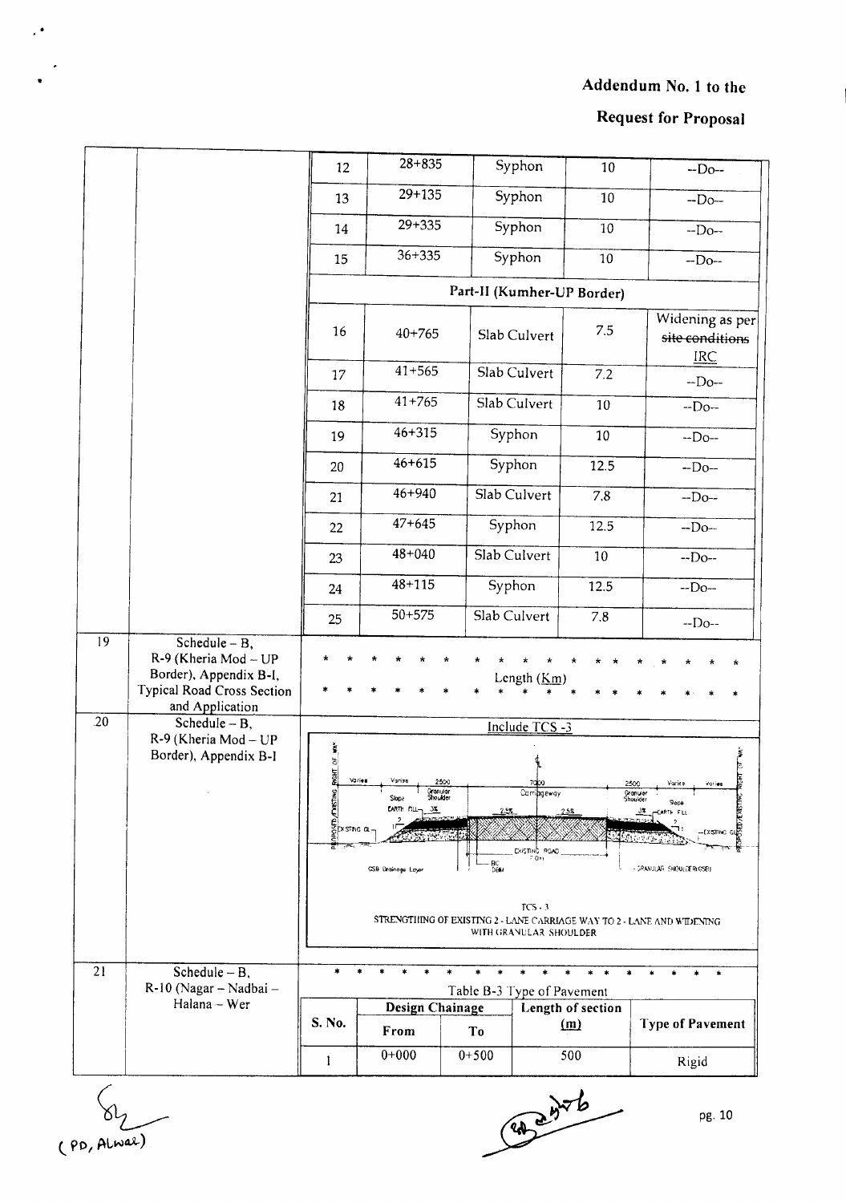# Addendum No. 1 to the

# Request for Proposal

| | | | | | | |
|---|---|---|---|---|---|---|
| | | 12 | 28+835 | Syphon | 10 | --Do-- |
| | | 13 | 29+135 | Syphon | 10 | --Do-- |
| | | 14 | 29+335 | Syphon | 10 | --Do-- |
| | | 15 | 36+335 | Syphon | 10 | --Do-- |
| | | **Part-II (Kumher-UP Border)** | | | | |
| | | 16 | 40+765 | Slab Culvert | 7.5 | Widening as per ~~site conditions~~ IRC |
| | | 17 | 41+565 | Slab Culvert | 7.2 | --Do-- |
| | | 18 | 41+765 | Slab Culvert | 10 | --Do-- |
| | | 19 | 46+315 | Syphon | 10 | --Do-- |
| | | 20 | 46+615 | Syphon | 12.5 | --Do-- |
| | | 21 | 46+940 | Slab Culvert | 7.8 | --Do-- |
| | | 22 | 47+645 | Syphon | 12.5 | --Do-- |
| | | 23 | 48+040 | Slab Culvert | 10 | --Do-- |
| | | 24 | 48+115 | Syphon | 12.5 | --Do-- |
| | | 25 | 50+575 | Slab Culvert | 7.8 | --Do-- |
| 19 | Schedule – B, R-9 (Kheria Mod – UP Border), Appendix B-I, Typical Road Cross Section and Application | * * * * * * * * * * * * * * * * * Length (Km) * * * * * * * * * * * * * * * * * | | | | |
| 20 | Schedule – B, R-9 (Kheria Mod – UP Border), Appendix B-I | Include TCS -3 TCS - 3 STRENGTHENING OF EXISTING 2 - LANE CARRIAGE WAY TO 2 - LANE AND WIDENING WITH GRANULAR SHOULDER | | | | |
| 21 | Schedule – B, R-10 (Nagar – Nadbai – Halana – Wer | * * * * * * * * * * * * * * * * * Table B-3 Type of Pavement | | | | |

**Table B-3 Type of Pavement**

| S. No. | Design Chainage From | Design Chainage To | Length of section (m) | Type of Pavement |
|---|---|---|---|---|
| 1 | 0+000 | 0+500 | 500 | Rigid |

(PD, Alwar)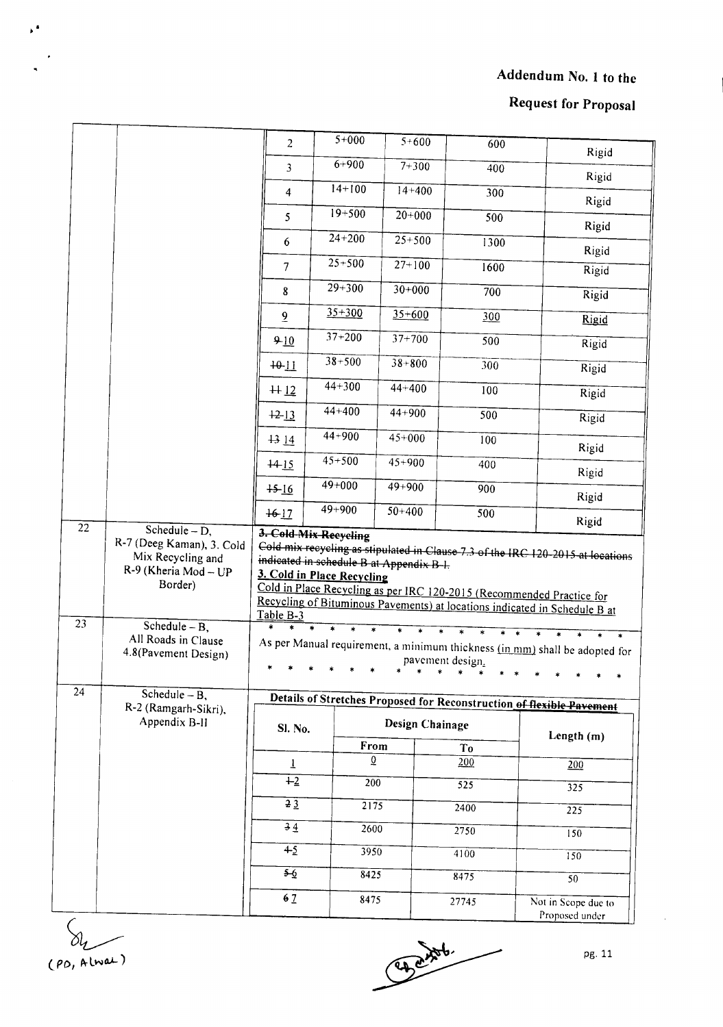Addendum No. 1 to the

Request for Proposal

| | | | | | | |
|---|---|---|---|---|---|---|
| | | 2 | 5+000 | 5+600 | 600 | Rigid |
| | | 3 | 6+900 | 7+300 | 400 | Rigid |
| | | 4 | 14+100 | 14+400 | 300 | Rigid |
| | | 5 | 19+500 | 20+000 | 500 | Rigid |
| | | 6 | 24+200 | 25+500 | 1300 | Rigid |
| | | 7 | 25+500 | 27+100 | 1600 | Rigid |
| | | 8 | 29+300 | 30+000 | 700 | Rigid |
| | | 9 | 35+300 | 35+600 | 300 | Rigid |
| | | ~~9~~ 10 | 37+200 | 37+700 | 500 | Rigid |
| | | ~~10~~ 11 | 38+500 | 38+800 | 300 | Rigid |
| | | ~~11~~ 12 | 44+300 | 44+400 | 100 | Rigid |
| | | ~~12~~ 13 | 44+400 | 44+900 | 500 | Rigid |
| | | ~~13~~ 14 | 44+900 | 45+000 | 100 | Rigid |
| | | ~~14~~ 15 | 45+500 | 45+900 | 400 | Rigid |
| | | ~~15~~ 16 | 49+000 | 49+900 | 900 | Rigid |
| | | ~~16~~ 17 | 49+900 | 50+400 | 500 | Rigid |

| | | |
|---|---|---|
| 22 | Schedule – D, R-7 (Deeg Kaman), 3. Cold Mix Recycling and R-9 (Kheria Mod – UP Border) | ~~**3. Cold Mix Recycling**~~<br>~~Cold mix recycling as stipulated in Clause 7.3 of the IRC 120-2015 at locations indicated in schedule B at Appendix B-1.~~<br>**3. Cold in Place Recycling**<br>Cold in Place Recycling as per IRC 120-2015 (Recommended Practice for Recycling of Bituminous Pavements) at locations indicated in Schedule B at Table B-3 |
| 23 | Schedule – B, All Roads in Clause 4.8(Pavement Design) | * * * * * * * * * * * * * * * * * *<br>As per Manual requirement, a minimum thickness (in mm) shall be adopted for pavement design.<br>* * * * * * * * * * * * * * * * * * |
| 24 | Schedule – B, R-2 (Ramgarh-Sikri), Appendix B-II | **Details of Stretches Proposed for Reconstruction ~~of flexible Pavement~~** |

| Sl. No. | Design Chainage | | Length (m) |
|---|---|---|---|
| | From | To | |
| 1 | 0 | 200 | 200 |
| ~~1~~ 2 | 200 | 525 | 325 |
| ~~2~~ 3 | 2175 | 2400 | 225 |
| ~~3~~ 4 | 2600 | 2750 | 150 |
| ~~4~~ 5 | 3950 | 4100 | 150 |
| ~~5~~ 6 | 8425 | 8475 | 50 |
| ~~6~~ 7 | 8475 | 27745 | Not in Scope due to Proposed under |

(PD, Alwar)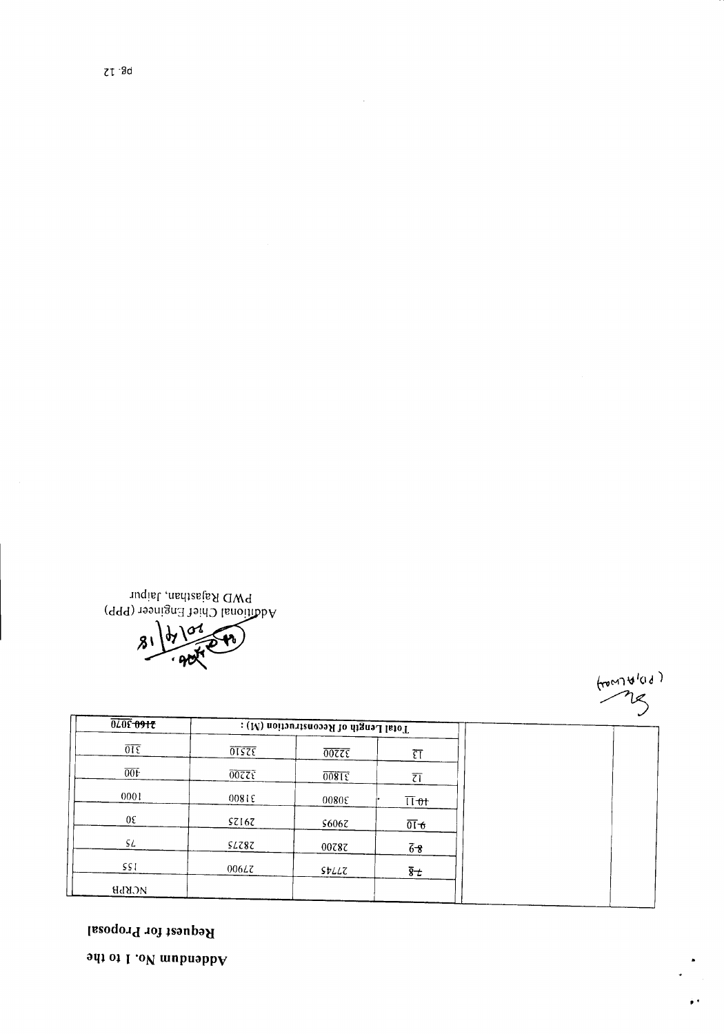# Addendum No. 1 to the

## Request for Proposal

| | | | | | |
|---|---|---|---|---|---|
| | | | | | NCRPB |
| | | 7-8 | 27745 | 27900 | 155 |
| | | 8-9 | 28200 | 28275 | 75 |
| | | 9-10 | 29095 | 29125 | 30 |
| | | 10-11 | 30800 | 31800 | 1000 |
| | | 12 | 31800 | 32200 | 400 |
| | | 13 | 32200 | 32510 | 310 |
| | | Total Length of Reconstruction (M) : | | | ~~2160~~ 3070 |

(PD, NCRPB)

20/4/18

Additional Chief Engineer (PPP)
PWD Rajasthan, Jaipur